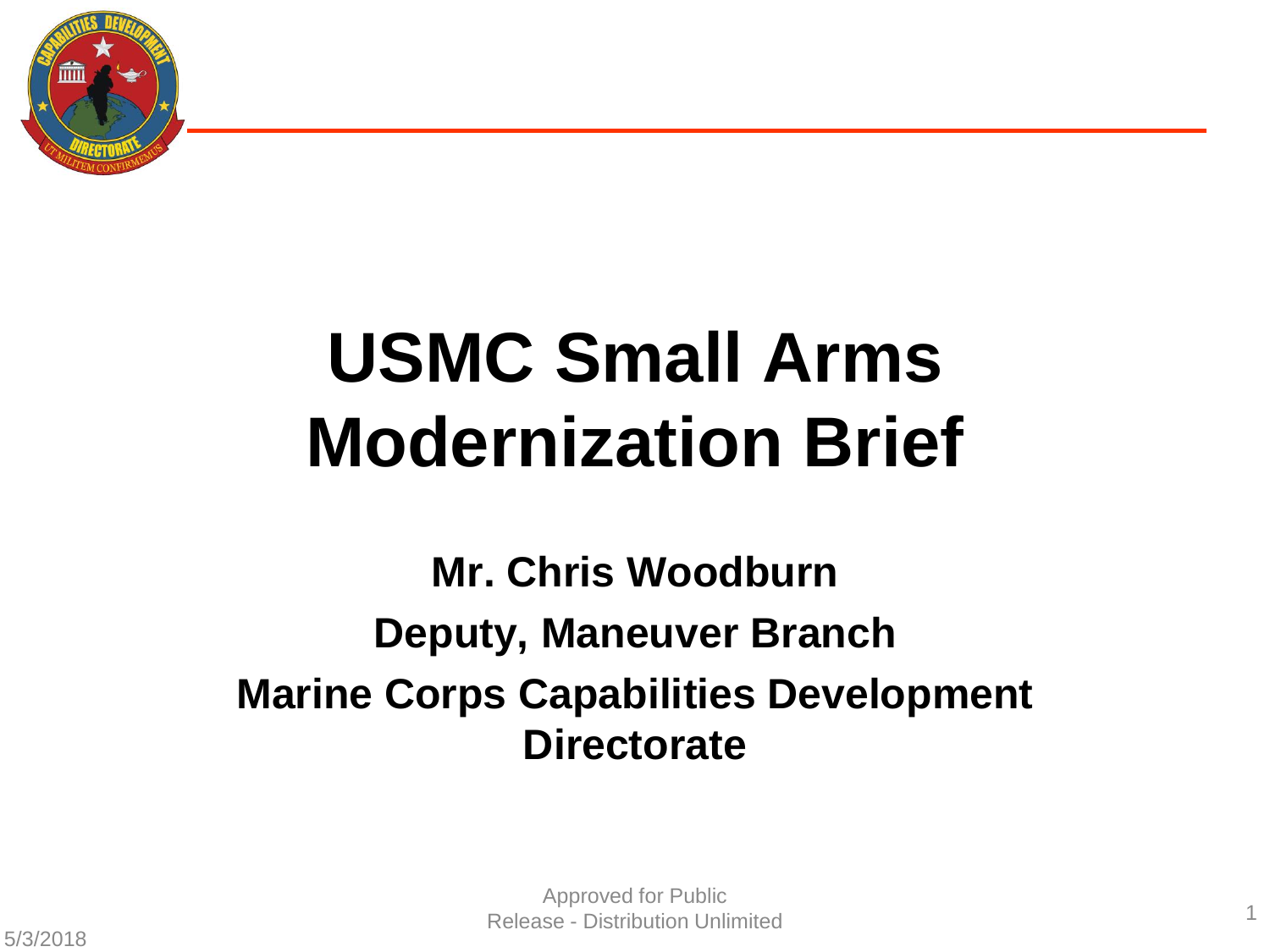# USMC Small Arms Modernization Brief

**Mr. Chris Woodburn**

**Deputy, Maneuver Branch**

**Marine Corps Capabilities Development Directorate**

Approved for Public Release - Distribution Unlimited

5/3/2018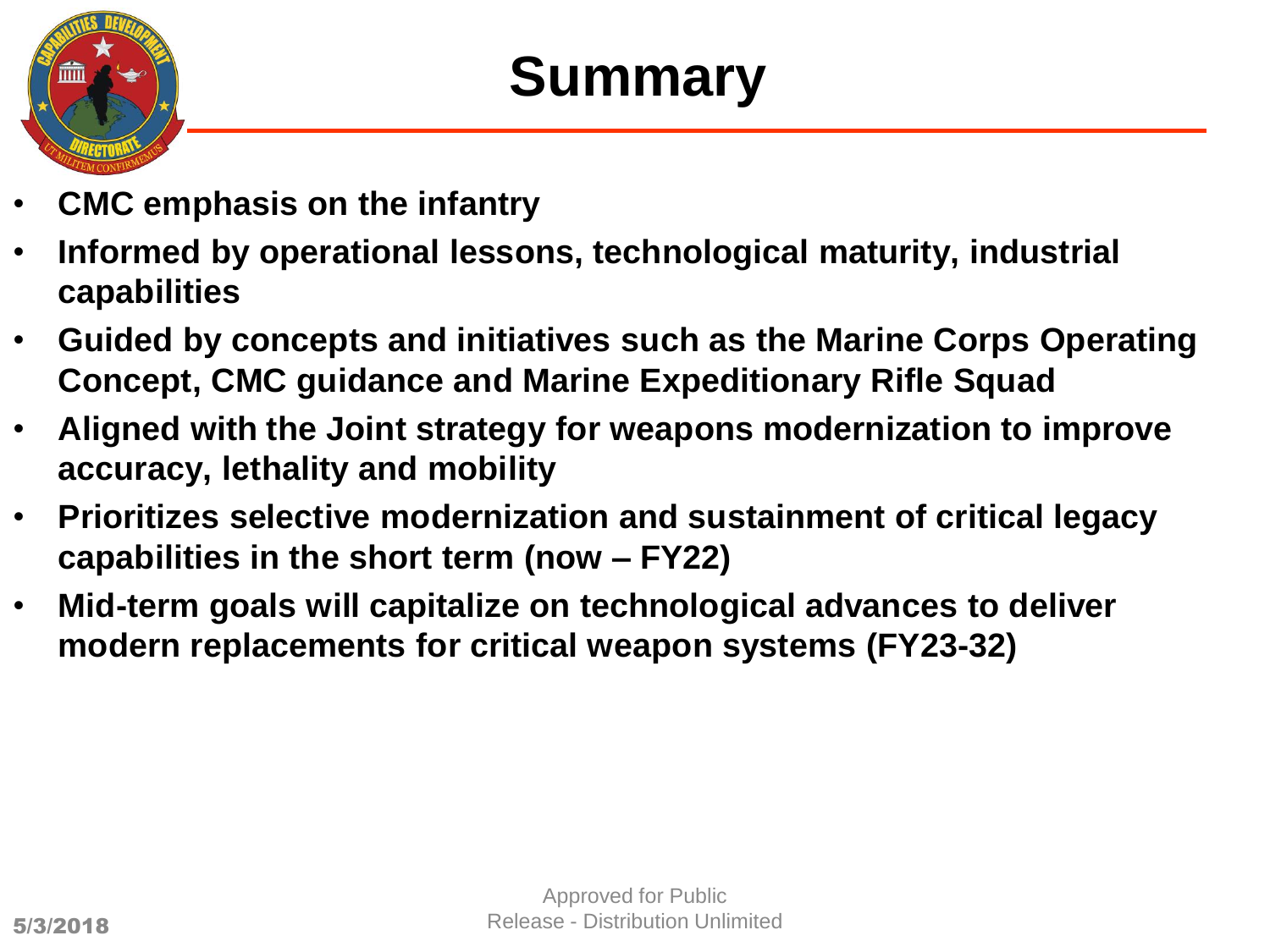# Summary

- **CMC emphasis on the infantry**
- **Informed by operational lessons, technological maturity, industrial capabilities**
- **Guided by concepts and initiatives such as the Marine Corps Operating Concept, CMC guidance and Marine Expeditionary Rifle Squad**
- **Aligned with the Joint strategy for weapons modernization to improve accuracy, lethality and mobility**
- **Prioritizes selective modernization and sustainment of critical legacy capabilities in the short term (now – FY22)**
- **Mid-term goals will capitalize on technological advances to deliver modern replacements for critical weapon systems (FY23-32)**

Approved for Public Release - Distribution Unlimited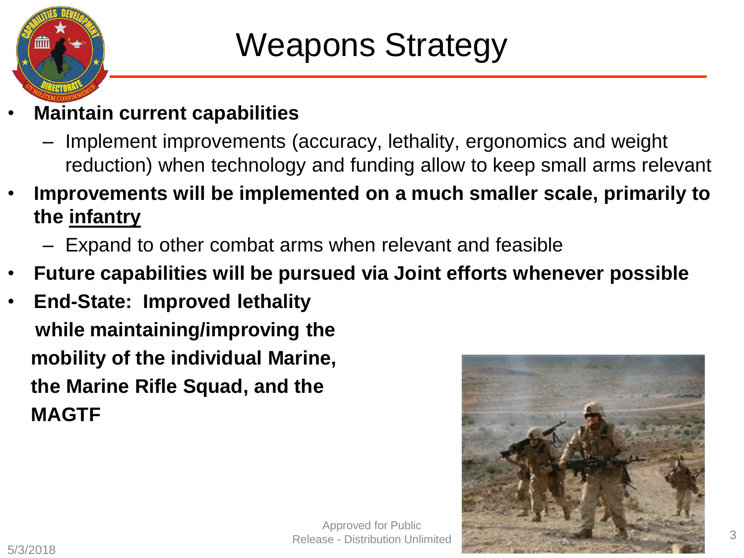# Weapons Strategy

- **Maintain current capabilities**
  - Implement improvements (accuracy, lethality, ergonomics and weight reduction) when technology and funding allow to keep small arms relevant
- **Improvements will be implemented on a much smaller scale, primarily to the <u>infantry</u>**
  - Expand to other combat arms when relevant and feasible
- **Future capabilities will be pursued via Joint efforts whenever possible**
- **End-State: Improved lethality while maintaining/improving the mobility of the individual Marine, the Marine Rifle Squad, and the MAGTF**

Approved for Public Release - Distribution Unlimited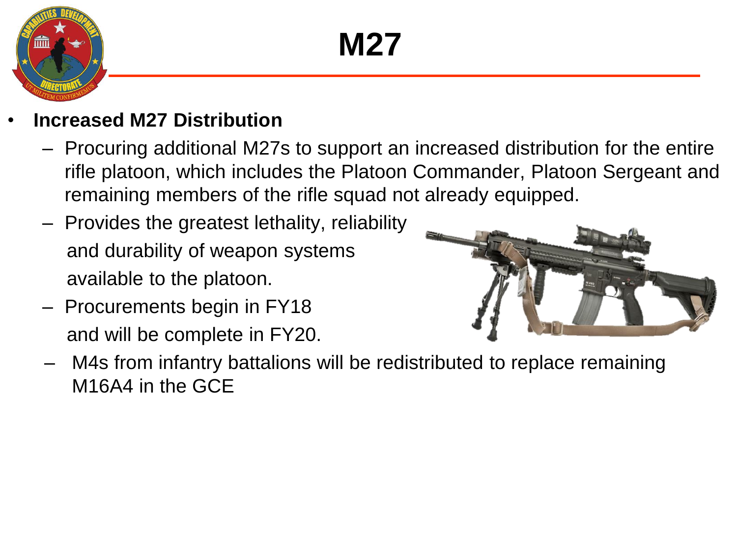# M27

- **Increased M27 Distribution**
  - Procuring additional M27s to support an increased distribution for the entire rifle platoon, which includes the Platoon Commander, Platoon Sergeant and remaining members of the rifle squad not already equipped.
  - Provides the greatest lethality, reliability and durability of weapon systems available to the platoon.
  - Procurements begin in FY18 and will be complete in FY20.
  - M4s from infantry battalions will be redistributed to replace remaining M16A4 in the GCE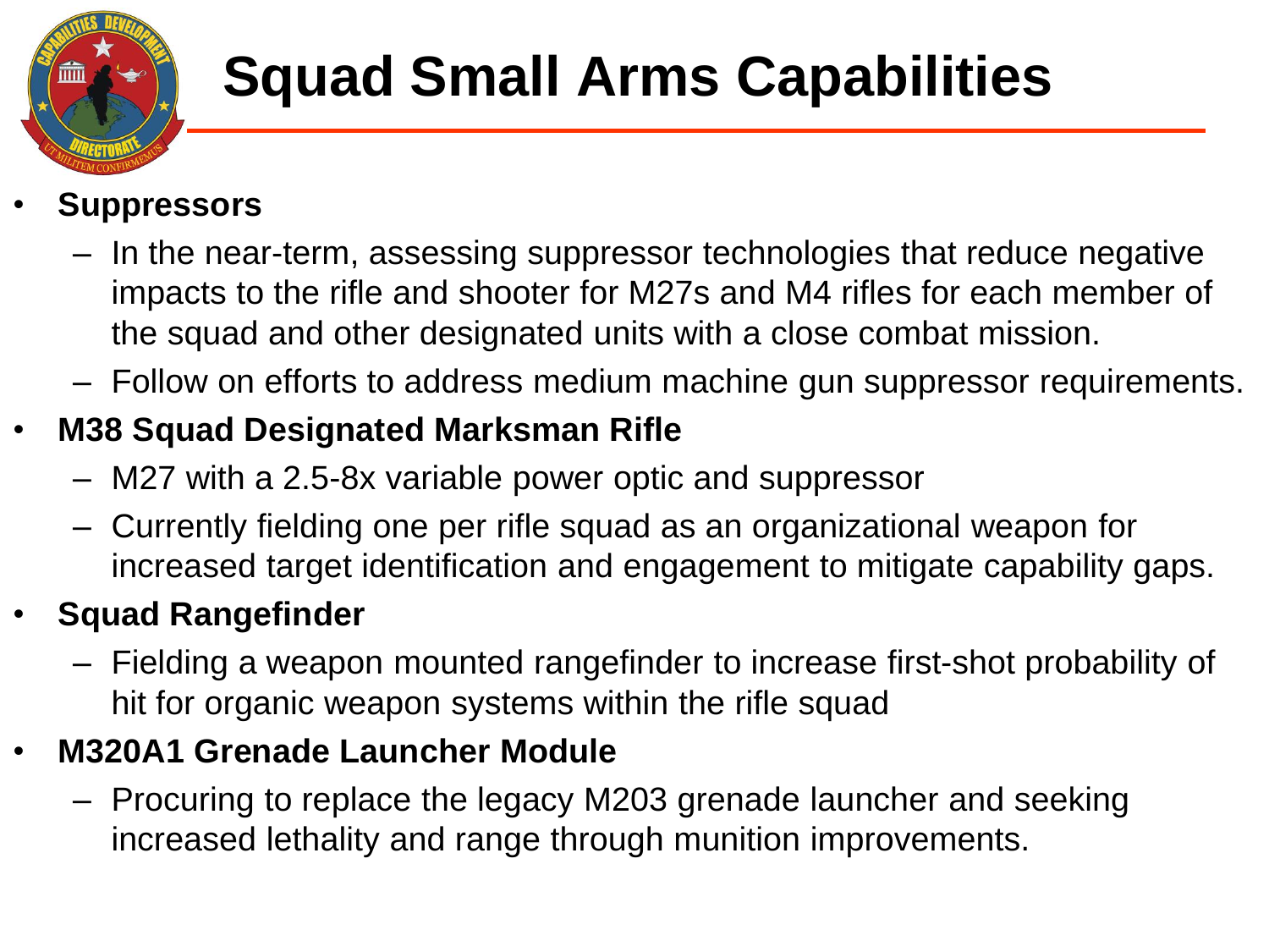# Squad Small Arms Capabilities

- **Suppressors**
  - In the near-term, assessing suppressor technologies that reduce negative impacts to the rifle and shooter for M27s and M4 rifles for each member of the squad and other designated units with a close combat mission.
  - Follow on efforts to address medium machine gun suppressor requirements.
- **M38 Squad Designated Marksman Rifle**
  - M27 with a 2.5-8x variable power optic and suppressor
  - Currently fielding one per rifle squad as an organizational weapon for increased target identification and engagement to mitigate capability gaps.
- **Squad Rangefinder**
  - Fielding a weapon mounted rangefinder to increase first-shot probability of hit for organic weapon systems within the rifle squad
- **M320A1 Grenade Launcher Module**
  - Procuring to replace the legacy M203 grenade launcher and seeking increased lethality and range through munition improvements.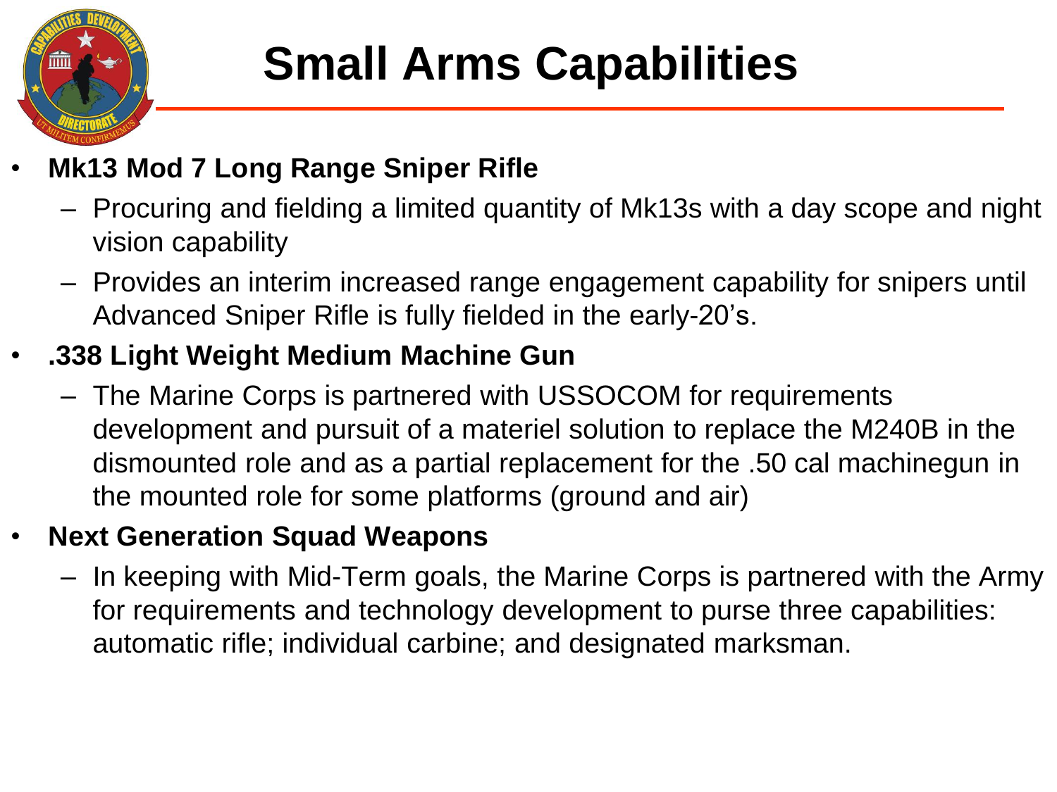# Small Arms Capabilities

- **Mk13 Mod 7 Long Range Sniper Rifle**
  - Procuring and fielding a limited quantity of Mk13s with a day scope and night vision capability
  - Provides an interim increased range engagement capability for snipers until Advanced Sniper Rifle is fully fielded in the early-20's.
- **.338 Light Weight Medium Machine Gun**
  - The Marine Corps is partnered with USSOCOM for requirements development and pursuit of a materiel solution to replace the M240B in the dismounted role and as a partial replacement for the .50 cal machinegun in the mounted role for some platforms (ground and air)
- **Next Generation Squad Weapons**
  - In keeping with Mid-Term goals, the Marine Corps is partnered with the Army for requirements and technology development to purse three capabilities: automatic rifle; individual carbine; and designated marksman.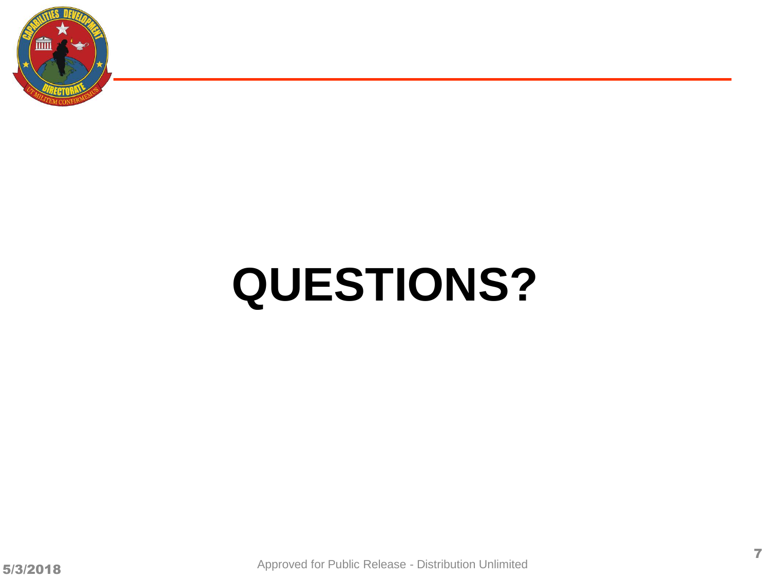# QUESTIONS?

Approved for Public Release - Distribution Unlimited